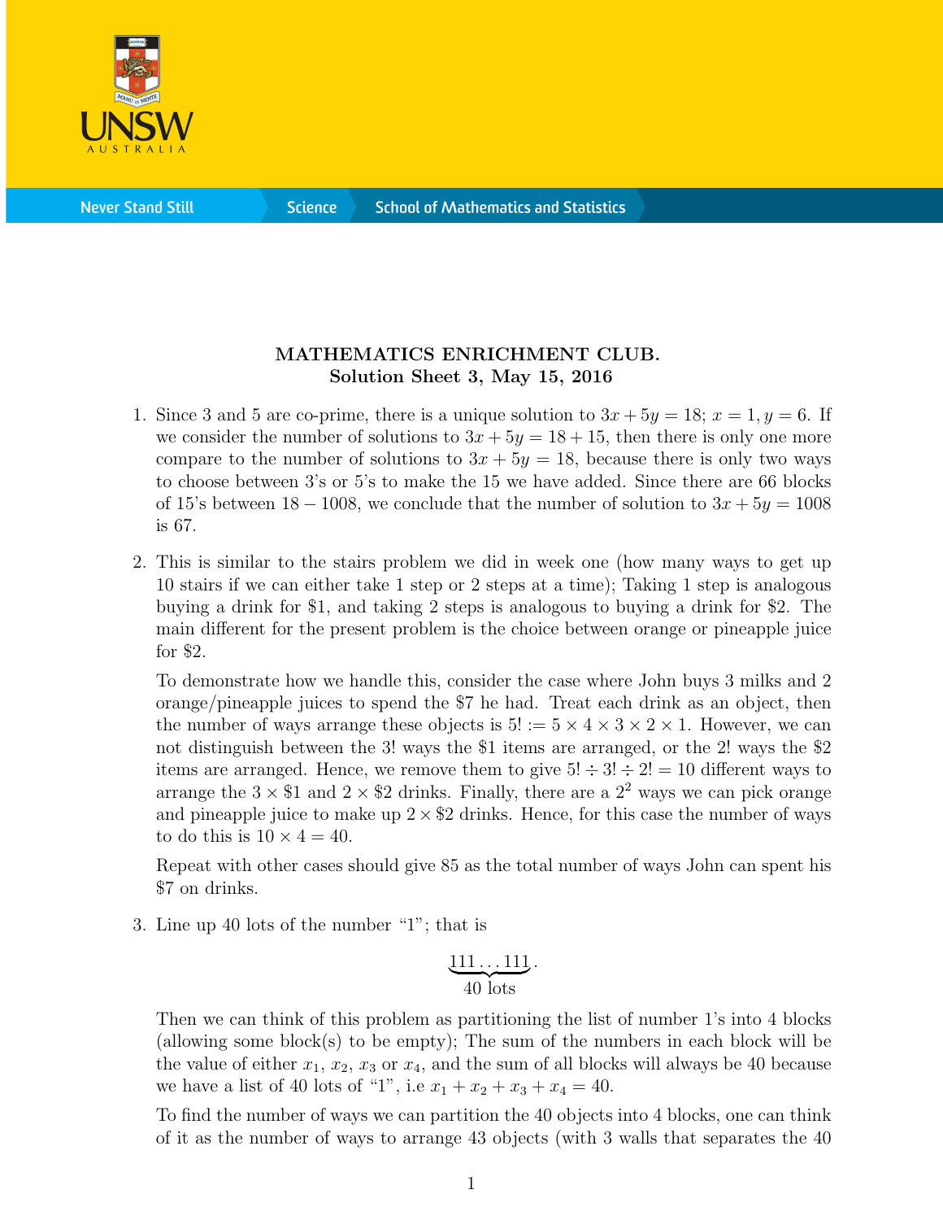**MATHEMATICS ENRICHMENT CLUB.**
**Solution Sheet 3, May 15, 2016**

1. Since 3 and 5 are co-prime, there is a unique solution to $3x + 5y = 18$; $x = 1, y = 6$. If we consider the number of solutions to $3x + 5y = 18 + 15$, then there is only one more compare to the number of solutions to $3x + 5y = 18$, because there is only two ways to choose between 3's or 5's to make the 15 we have added. Since there are 66 blocks of 15's between $18 - 1008$, we conclude that the number of solution to $3x + 5y = 1008$ is 67.

2. This is similar to the stairs problem we did in week one (how many ways to get up 10 stairs if we can either take 1 step or 2 steps at a time); Taking 1 step is analogous buying a drink for \$1, and taking 2 steps is analogous to buying a drink for \$2. The main different for the present problem is the choice between orange or pineapple juice for \$2.

   To demonstrate how we handle this, consider the case where John buys 3 milks and 2 orange/pineapple juices to spend the \$7 he had. Treat each drink as an object, then the number of ways arrange these objects is $5! := 5 \times 4 \times 3 \times 2 \times 1$. However, we can not distinguish between the $3!$ ways the \$1 items are arranged, or the $2!$ ways the \$2 items are arranged. Hence, we remove them to give $5! \div 3! \div 2! = 10$ different ways to arrange the $3 \times \$1$ and $2 \times \$2$ drinks. Finally, there are a $2^2$ ways we can pick orange and pineapple juice to make up $2 \times \$2$ drinks. Hence, for this case the number of ways to do this is $10 \times 4 = 40$.

   Repeat with other cases should give 85 as the total number of ways John can spent his \$7 on drinks.

3. Line up 40 lots of the number "1"; that is

$$\underbrace{111\ldots111}_{40 \text{ lots}}.$$

   Then we can think of this problem as partitioning the list of number 1's into 4 blocks (allowing some block(s) to be empty); The sum of the numbers in each block will be the value of either $x_1$, $x_2$, $x_3$ or $x_4$, and the sum of all blocks will always be 40 because we have a list of 40 lots of "1", i.e $x_1 + x_2 + x_3 + x_4 = 40$.

   To find the number of ways we can partition the 40 objects into 4 blocks, one can think of it as the number of ways to arrange 43 objects (with 3 walls that separates the 40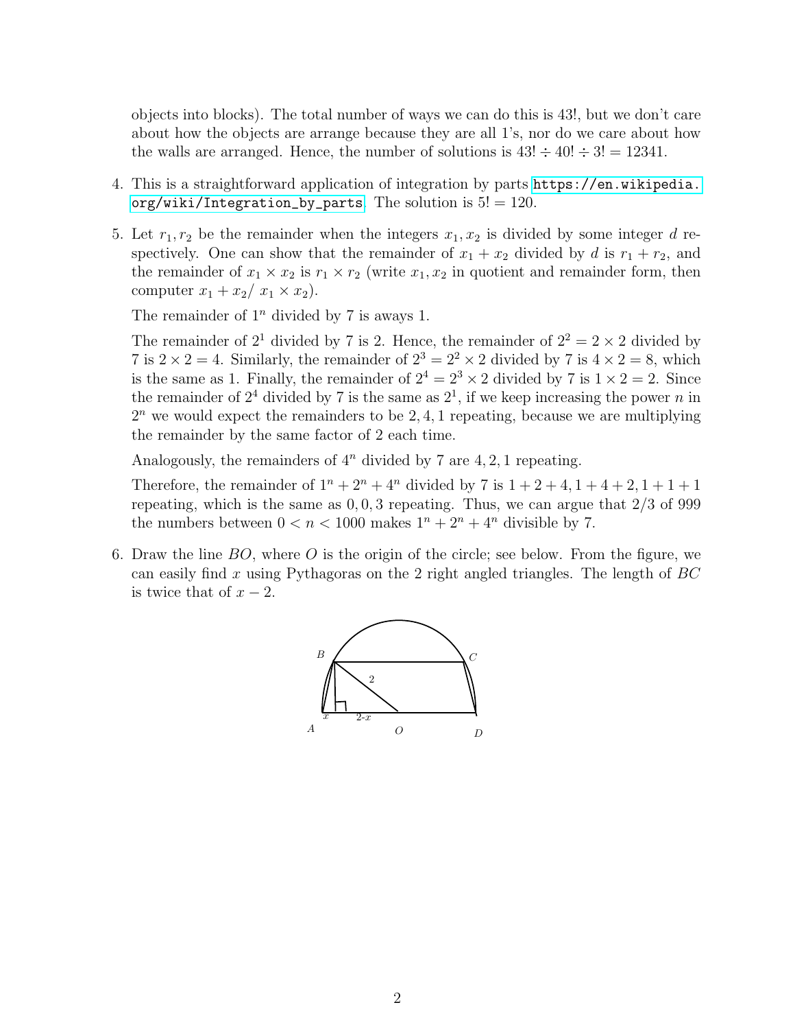objects into blocks). The total number of ways we can do this is 43!, but we don't care about how the objects are arrange because they are all 1's, nor do we care about how the walls are arranged. Hence, the number of solutions is $43! \div 40! \div 3! = 12341$.

4. This is a straightforward application of integration by parts https://en.wikipedia.org/wiki/Integration_by_parts. The solution is $5! = 120$.

5. Let $r_1, r_2$ be the remainder when the integers $x_1, x_2$ is divided by some integer $d$ respectively. One can show that the remainder of $x_1 + x_2$ divided by $d$ is $r_1 + r_2$, and the remainder of $x_1 \times x_2$ is $r_1 \times r_2$ (write $x_1, x_2$ in quotient and remainder form, then computer $x_1 + x_2 / \ x_1 \times x_2$).

   The remainder of $1^n$ divided by 7 is aways 1.

   The remainder of $2^1$ divided by 7 is 2. Hence, the remainder of $2^2 = 2 \times 2$ divided by 7 is $2 \times 2 = 4$. Similarly, the remainder of $2^3 = 2^2 \times 2$ divided by 7 is $4 \times 2 = 8$, which is the same as 1. Finally, the remainder of $2^4 = 2^3 \times 2$ divided by 7 is $1 \times 2 = 2$. Since the remainder of $2^4$ divided by 7 is the same as $2^1$, if we keep increasing the power $n$ in $2^n$ we would expect the remainders to be $2, 4, 1$ repeating, because we are multiplying the remainder by the same factor of 2 each time.

   Analogously, the remainders of $4^n$ divided by 7 are $4, 2, 1$ repeating.

   Therefore, the remainder of $1^n + 2^n + 4^n$ divided by 7 is $1 + 2 + 4, 1 + 4 + 2, 1 + 1 + 1$ repeating, which is the same as $0, 0, 3$ repeating. Thus, we can argue that $2/3$ of 999 the numbers between $0 < n < 1000$ makes $1^n + 2^n + 4^n$ divisible by 7.

6. Draw the line $BO$, where $O$ is the origin of the circle; see below. From the figure, we can easily find $x$ using Pythagoras on the 2 right angled triangles. The length of $BC$ is twice that of $x - 2$.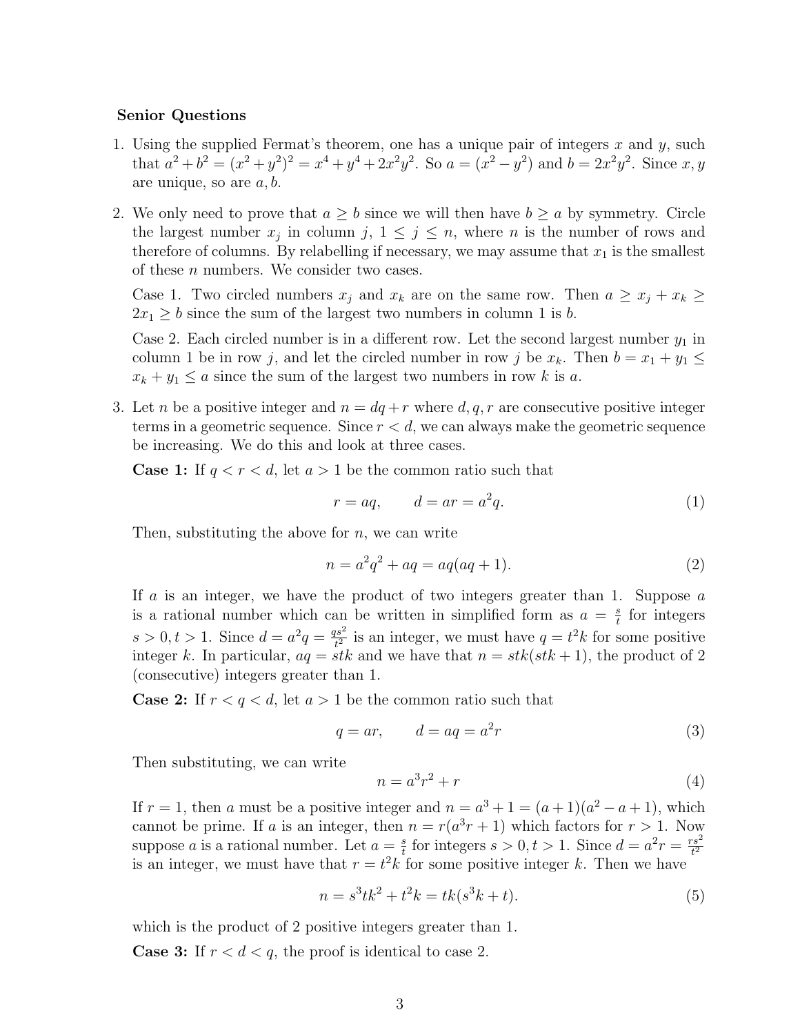**Senior Questions**

1. Using the supplied Fermat's theorem, one has a unique pair of integers $x$ and $y$, such that $a^2 + b^2 = (x^2 + y^2)^2 = x^4 + y^4 + 2x^2y^2$. So $a = (x^2 - y^2)$ and $b = 2x^2y^2$. Since $x, y$ are unique, so are $a, b$.

2. We only need to prove that $a \geq b$ since we will then have $b \geq a$ by symmetry. Circle the largest number $x_j$ in column $j$, $1 \leq j \leq n$, where $n$ is the number of rows and therefore of columns. By relabelling if necessary, we may assume that $x_1$ is the smallest of these $n$ numbers. We consider two cases.

   Case 1. Two circled numbers $x_j$ and $x_k$ are on the same row. Then $a \geq x_j + x_k \geq 2x_1 \geq b$ since the sum of the largest two numbers in column 1 is $b$.

   Case 2. Each circled number is in a different row. Let the second largest number $y_1$ in column 1 be in row $j$, and let the circled number in row $j$ be $x_k$. Then $b = x_1 + y_1 \leq x_k + y_1 \leq a$ since the sum of the largest two numbers in row $k$ is $a$.

3. Let $n$ be a positive integer and $n = dq + r$ where $d, q, r$ are consecutive positive integer terms in a geometric sequence. Since $r < d$, we can always make the geometric sequence be increasing. We do this and look at three cases.

   **Case 1:** If $q < r < d$, let $a > 1$ be the common ratio such that

   $$r = aq, \qquad d = ar = a^2q. \tag{1}$$

   Then, substituting the above for $n$, we can write

   $$n = a^2q^2 + aq = aq(aq + 1). \tag{2}$$

   If $a$ is an integer, we have the product of two integers greater than 1. Suppose $a$ is a rational number which can be written in simplified form as $a = \frac{s}{t}$ for integers $s > 0, t > 1$. Since $d = a^2q = \frac{qs^2}{t^2}$ is an integer, we must have $q = t^2k$ for some positive integer $k$. In particular, $aq = stk$ and we have that $n = stk(stk + 1)$, the product of 2 (consecutive) integers greater than 1.

   **Case 2:** If $r < q < d$, let $a > 1$ be the common ratio such that

   $$q = ar, \qquad d = aq = a^2r \tag{3}$$

   Then substituting, we can write

   $$n = a^3r^2 + r \tag{4}$$

   If $r = 1$, then $a$ must be a positive integer and $n = a^3 + 1 = (a + 1)(a^2 - a + 1)$, which cannot be prime. If $a$ is an integer, then $n = r(a^3r + 1)$ which factors for $r > 1$. Now suppose $a$ is a rational number. Let $a = \frac{s}{t}$ for integers $s > 0, t > 1$. Since $d = a^2r = \frac{rs^2}{t^2}$ is an integer, we must have that $r = t^2k$ for some positive integer $k$. Then we have

   $$n = s^3tk^2 + t^2k = tk(s^3k + t). \tag{5}$$

   which is the product of 2 positive integers greater than 1.

   **Case 3:** If $r < d < q$, the proof is identical to case 2.